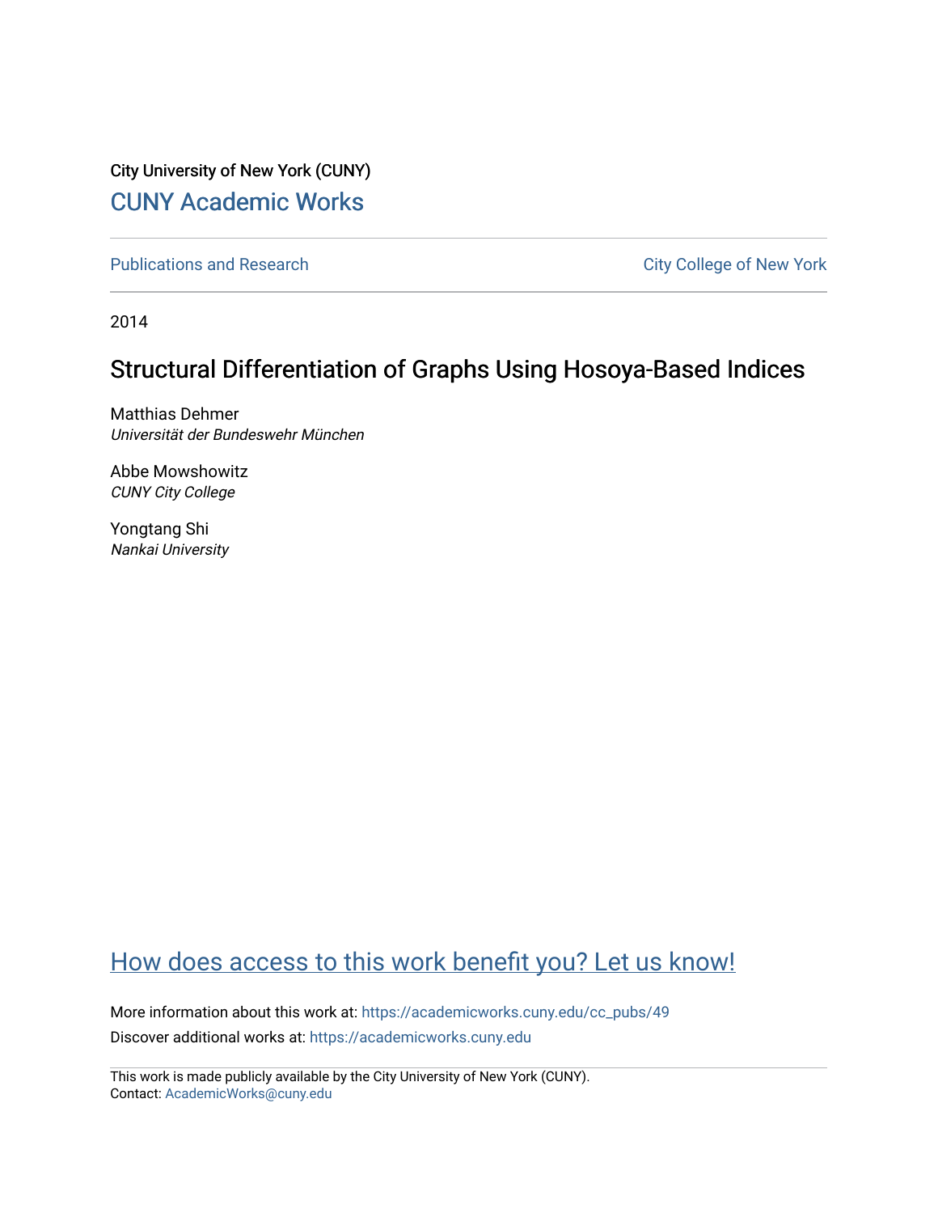City University of New York (CUNY)

CUNY Academic Works

Publications and Research

City College of New York

2014

# Structural Differentiation of Graphs Using Hosoya-Based Indices

Matthias Dehmer
*Universität der Bundeswehr München*

Abbe Mowshowitz
*CUNY City College*

Yongtang Shi
*Nankai University*

How does access to this work benefit you? Let us know!

More information about this work at: https://academicworks.cuny.edu/cc_pubs/49

Discover additional works at: https://academicworks.cuny.edu

This work is made publicly available by the City University of New York (CUNY).
Contact: AcademicWorks@cuny.edu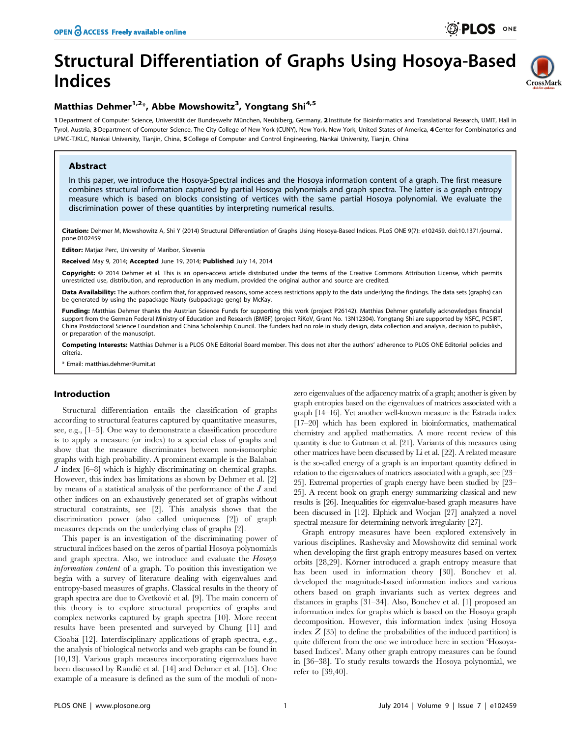# Structural Differentiation of Graphs Using Hosoya-Based Indices

## Matthias Dehmer[1,2]*, Abbe Mowshowitz[3], Yongtang Shi[4,5]

1 Department of Computer Science, Universität der Bundeswehr München, Neubiberg, Germany, 2 Institute for Bioinformatics and Translational Research, UMIT, Hall in Tyrol, Austria, 3 Department of Computer Science, The City College of New York (CUNY), New York, New York, United States of America, 4 Center for Combinatorics and LPMC-TJKLC, Nankai University, Tianjin, China, 5 College of Computer and Control Engineering, Nankai University, Tianjin, China

## Abstract

In this paper, we introduce the Hosoya-Spectral indices and the Hosoya information content of a graph. The first measure combines structural information captured by partial Hosoya polynomials and graph spectra. The latter is a graph entropy measure which is based on blocks consisting of vertices with the same partial Hosoya polynomial. We evaluate the discrimination power of these quantities by interpreting numerical results.

**Citation:** Dehmer M, Mowshowitz A, Shi Y (2014) Structural Differentiation of Graphs Using Hosoya-Based Indices. PLoS ONE 9(7): e102459. doi:10.1371/journal.pone.0102459

**Editor:** Matjaz Perc, University of Maribor, Slovenia

**Received** May 9, 2014; **Accepted** June 19, 2014; **Published** July 14, 2014

**Copyright:** © 2014 Dehmer et al. This is an open-access article distributed under the terms of the Creative Commons Attribution License, which permits unrestricted use, distribution, and reproduction in any medium, provided the original author and source are credited.

**Data Availability:** The authors confirm that, for approved reasons, some access restrictions apply to the data underlying the findings. The data sets (graphs) can be generated by using the papackage Nauty (subpackage geng) by McKay.

**Funding:** Matthias Dehmer thanks the Austrian Science Funds for supporting this work (project P26142). Matthias Dehmer gratefully acknowledges financial support from the German Federal Ministry of Education and Research (BMBF) (project RiKoV, Grant No. 13N12304). Yongtang Shi are supported by NSFC, PCSIRT, China Postdoctoral Science Foundation and China Scholarship Council. The funders had no role in study design, data collection and analysis, decision to publish, or preparation of the manuscript.

**Competing Interests:** Matthias Dehmer is a PLOS ONE Editorial Board member. This does not alter the authors' adherence to PLOS ONE Editorial policies and criteria.

* Email: matthias.dehmer@umit.at

## Introduction

Structural differentiation entails the classification of graphs according to structural features captured by quantitative measures, see, e.g., [1–5]. One way to demonstrate a classification procedure is to apply a measure (or index) to a special class of graphs and show that the measure discriminates between non-isomorphic graphs with high probability. A prominent example is the Balaban $J$ index [6–8] which is highly discriminating on chemical graphs. However, this index has limitations as shown by Dehmer et al. [2] by means of a statistical analysis of the performance of the $J$ and other indices on an exhaustively generated set of graphs without structural constraints, see [2]. This analysis shows that the discrimination power (also called uniqueness [2]) of graph measures depends on the underlying class of graphs [2].

This paper is an investigation of the discriminating power of structural indices based on the zeros of partial Hosoya polynomials and graph spectra. Also, we introduce and evaluate the *Hosoya information content* of a graph. To position this investigation we begin with a survey of literature dealing with eigenvalues and entropy-based measures of graphs. Classical results in the theory of graph spectra are due to Cvetković et al. [9]. The main concern of this theory is to explore structural properties of graphs and complex networks captured by graph spectra [10]. More recent results have been presented and surveyed by Chung [11] and Cioabă [12]. Interdisciplinary applications of graph spectra, e.g., the analysis of biological networks and web graphs can be found in [10,13]. Various graph measures incorporating eigenvalues have been discussed by Randić et al. [14] and Dehmer et al. [15]. One example of a measure is defined as the sum of the moduli of non-zero eigenvalues of the adjacency matrix of a graph; another is given by graph entropies based on the eigenvalues of matrices associated with a graph [14–16]. Yet another well-known measure is the Estrada index [17–20] which has been explored in bioinformatics, mathematical chemistry and applied mathematics. A more recent review of this quantity is due to Gutman et al. [21]. Variants of this measures using other matrices have been discussed by Li et al. [22]. A related measure is the so-called energy of a graph is an important quantity defined in relation to the eigenvalues of matrices associated with a graph, see [23–25]. Extremal properties of graph energy have been studied by [23–25]. A recent book on graph energy summarizing classical and new results is [26]. Inequalities for eigenvalue-based graph measures have been discussed in [12]. Elphick and Wocjan [27] analyzed a novel spectral measure for determining network irregularity [27].

Graph entropy measures have been explored extensively in various disciplines. Rashevsky and Mowshowitz did seminal work when developing the first graph entropy measures based on vertex orbits [28,29]. Körner introduced a graph entropy measure that has been used in information theory [30]. Bonchev et al. developed the magnitude-based information indices and various others based on graph invariants such as vertex degrees and distances in graphs [31–34]. Also, Bonchev et al. [1] proposed an information index for graphs which is based on the Hosoya graph decomposition. However, this information index (using Hosoya index $Z$ [35] to define the probabilities of the induced partition) is quite different from the one we introduce here in section 'Hosoya-based Indices'. Many other graph entropy measures can be found in [36–38]. To study results towards the Hosoya polynomial, we refer to [39,40].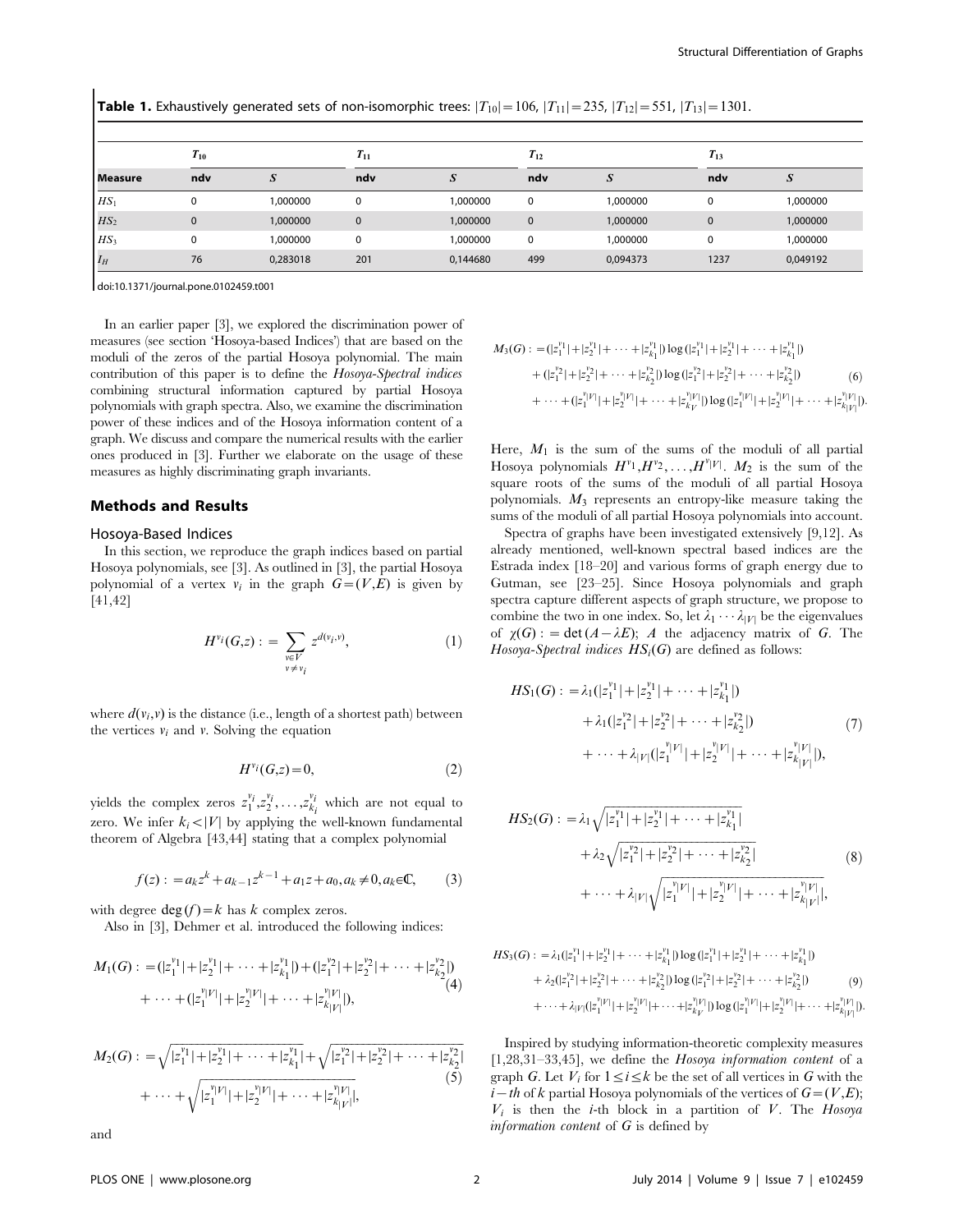**Table 1.** Exhaustively generated sets of non-isomorphic trees: $|T_{10}|=106$, $|T_{11}|=235$, $|T_{12}|=551$, $|T_{13}|=1301$.

| | $T_{10}$ | | $T_{11}$ | | $T_{12}$ | | $T_{13}$ | |
|---|---|---|---|---|---|---|---|---|
| **Measure** | **ndv** | $S$ | **ndv** | $S$ | **ndv** | $S$ | **ndv** | $S$ |
| $HS_1$ | 0 | 1,000000 | 0 | 1,000000 | 0 | 1,000000 | 0 | 1,000000 |
| $HS_2$ | 0 | 1,000000 | 0 | 1,000000 | 0 | 1,000000 | 0 | 1,000000 |
| $HS_3$ | 0 | 1,000000 | 0 | 1,000000 | 0 | 1,000000 | 0 | 1,000000 |
| $I_H$ | 76 | 0,283018 | 201 | 0,144680 | 499 | 0,094373 | 1237 | 0,049192 |

doi:10.1371/journal.pone.0102459.t001

In an earlier paper [3], we explored the discrimination power of measures (see section 'Hosoya-based Indices') that are based on the moduli of the zeros of the partial Hosoya polynomial. The main contribution of this paper is to define the *Hosoya-Spectral indices* combining structural information captured by partial Hosoya polynomials with graph spectra. Also, we examine the discrimination power of these indices and of the Hosoya information content of a graph. We discuss and compare the numerical results with the earlier ones produced in [3]. Further we elaborate on the usage of these measures as highly discriminating graph invariants.

## Methods and Results

### Hosoya-Based Indices

In this section, we reproduce the graph indices based on partial Hosoya polynomials, see [3]. As outlined in [3], the partial Hosoya polynomial of a vertex $v_i$ in the graph $G=(V,E)$ is given by [41,42]

$$H^{v_i}(G,z) := \sum_{\substack{v \in V \\ v \neq v_i}} z^{d(v_i,v)}, \tag{1}$$

where $d(v_i,v)$ is the distance (i.e., length of a shortest path) between the vertices $v_i$ and $v$. Solving the equation

$$H^{v_i}(G,z)=0, \tag{2}$$

yields the complex zeros $z_1^{v_i}, z_2^{v_i}, \ldots, z_{k_i}^{v_i}$ which are not equal to zero. We infer $k_i<|V|$ by applying the well-known fundamental theorem of Algebra [43,44] stating that a complex polynomial

$$f(z) := a_k z^k + a_{k-1} z^{k-1} + a_1 z + a_0, a_k \neq 0, a_k \in \mathbb{C}, \tag{3}$$

with degree $\deg(f)=k$ has $k$ complex zeros.

Also in [3], Dehmer et al. introduced the following indices:

$$M_1(G) := (|z_1^{v_1}|+|z_2^{v_1}|+\cdots+|z_{k_1}^{v_1}|)+(|z_1^{v_2}|+|z_2^{v_2}|+\cdots+|z_{k_2}^{v_2}|) + \cdots + (|z_1^{v_{|V|}}|+|z_2^{v_{|V|}}|+\cdots+|z_{k_{|V|}}^{v_{|V|}}|), \tag{4}$$

$$M_2(G) := \sqrt{|z_1^{v_1}|+|z_2^{v_1}|+\cdots+|z_{k_1}^{v_1}|}+\sqrt{|z_1^{v_2}|+|z_2^{v_2}|+\cdots+|z_{k_2}^{v_2}|} + \cdots + \sqrt{|z_1^{v_{|V|}}|+|z_2^{v_{|V|}}|+\cdots+|z_{k_{|V|}}^{v_{|V|}}|}, \tag{5}$$

and

$$M_3(G) := (|z_1^{v_1}|+|z_2^{v_1}|+\cdots+|z_{k_1}^{v_1}|)\log(|z_1^{v_1}|+|z_2^{v_1}|+\cdots+|z_{k_1}^{v_1}|) + (|z_1^{v_2}|+|z_2^{v_2}|+\cdots+|z_{k_2}^{v_2}|)\log(|z_1^{v_2}|+|z_2^{v_2}|+\cdots+|z_{k_2}^{v_2}|) + \cdots + (|z_1^{v_{|V|}}|+|z_2^{v_{|V|}}|+\cdots+|z_{k_V}^{v_{|V|}}|)\log(|z_1^{v_{|V|}}|+|z_2^{v_{|V|}}|+\cdots+|z_{k_{|V|}}^{v_{|V|}}|). \tag{6}$$

Here, $M_1$ is the sum of the sums of the moduli of all partial Hosoya polynomials $H^{v_1}, H^{v_2}, \ldots, H^{v_{|V|}}$. $M_2$ is the sum of the square roots of the sums of the moduli of all partial Hosoya polynomials. $M_3$ represents an entropy-like measure taking the sums of the moduli of all partial Hosoya polynomials into account.

Spectra of graphs have been investigated extensively [9,12]. As already mentioned, well-known spectral based indices are the Estrada index [18–20] and various forms of graph energy due to Gutman, see [23–25]. Since Hosoya polynomials and graph spectra capture different aspects of graph structure, we propose to combine the two in one index. So, let $\lambda_1 \cdots \lambda_{|V|}$ be the eigenvalues of $\chi(G) := \det(A-\lambda E)$; $A$ the adjacency matrix of $G$. The *Hosoya-Spectral indices* $HS_i(G)$ are defined as follows:

$$HS_1(G) := \lambda_1(|z_1^{v_1}|+|z_2^{v_1}|+\cdots+|z_{k_1}^{v_1}|) + \lambda_1(|z_1^{v_2}|+|z_2^{v_2}|+\cdots+|z_{k_2}^{v_2}|) + \cdots + \lambda_{|V|}(|z_1^{v_{|V|}}|+|z_2^{v_{|V|}}|+\cdots+|z_{k_{|V|}}^{v_{|V|}}|), \tag{7}$$

$$HS_2(G) := \lambda_1\sqrt{|z_1^{v_1}|+|z_2^{v_1}|+\cdots+|z_{k_1}^{v_1}|} + \lambda_2\sqrt{|z_1^{v_2}|+|z_2^{v_2}|+\cdots+|z_{k_2}^{v_2}|} + \cdots + \lambda_{|V|}\sqrt{|z_1^{v_{|V|}}|+|z_2^{v_{|V|}}|+\cdots+|z_{k_{|V|}}^{v_{|V|}}|}, \tag{8}$$

$$HS_3(G) := \lambda_1(|z_1^{v_1}|+|z_2^{v_1}|+\cdots+|z_{k_1}^{v_1}|)\log(|z_1^{v_1}|+|z_2^{v_1}|+\cdots+|z_{k_1}^{v_1}|) + \lambda_2(|z_1^{v_2}|+|z_2^{v_2}|+\cdots+|z_{k_2}^{v_2}|)\log(|z_1^{v_2}|+|z_2^{v_2}|+\cdots+|z_{k_2}^{v_2}|) + \cdots + \lambda_{|V|}(|z_1^{v_{|V|}}|+|z_2^{v_{|V|}}|+\cdots+|z_{k_V}^{v_{|V|}}|)\log(|z_1^{v_{|V|}}|+|z_2^{v_{|V|}}|+\cdots+|z_{k_{|V|}}^{v_{|V|}}|). \tag{9}$$

Inspired by studying information-theoretic complexity measures [1,28,31–33,45], we define the *Hosoya information content* of a graph $G$. Let $V_i$ for $1 \leq i \leq k$ be the set of all vertices in $G$ with the $i-th$ of $k$ partial Hosoya polynomials of the vertices of $G=(V,E)$; $V_i$ is then the $i$-th block in a partition of $V$. The *Hosoya information content* of $G$ is defined by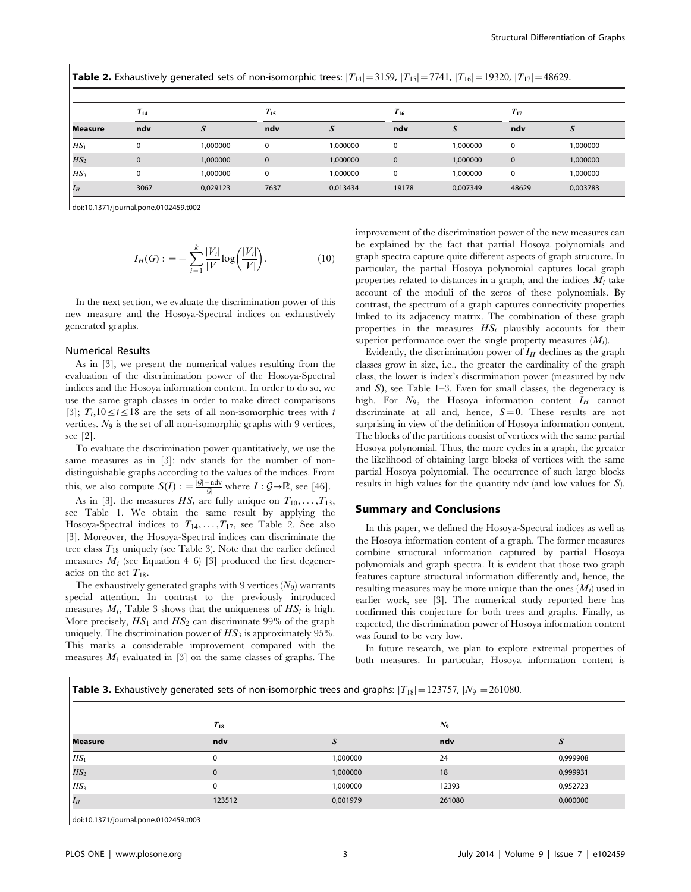**Table 2.** Exhaustively generated sets of non-isomorphic trees: $|T_{14}|=3159$, $|T_{15}|=7741$, $|T_{16}|=19320$, $|T_{17}|=48629$.

| | $T_{14}$ | | $T_{15}$ | | $T_{16}$ | | $T_{17}$ | |
|---|---|---|---|---|---|---|---|---|
| **Measure** | **ndv** | $S$ | **ndv** | $S$ | **ndv** | $S$ | **ndv** | $S$ |
| $HS_1$ | 0 | 1,000000 | 0 | 1,000000 | 0 | 1,000000 | 0 | 1,000000 |
| $HS_2$ | 0 | 1,000000 | 0 | 1,000000 | 0 | 1,000000 | 0 | 1,000000 |
| $HS_3$ | 0 | 1,000000 | 0 | 1,000000 | 0 | 1,000000 | 0 | 1,000000 |
| $I_H$ | 3067 | 0,029123 | 7637 | 0,013434 | 19178 | 0,007349 | 48629 | 0,003783 |

doi:10.1371/journal.pone.0102459.t002

$$I_H(G) := -\sum_{i=1}^{k} \frac{|V_i|}{|V|}\log\left(\frac{|V_i|}{|V|}\right). \tag{10}$$

In the next section, we evaluate the discrimination power of this new measure and the Hosoya-Spectral indices on exhaustively generated graphs.

### Numerical Results

As in [3], we present the numerical values resulting from the evaluation of the discrimination power of the Hosoya-Spectral indices and the Hosoya information content. In order to do so, we use the same graph classes in order to make direct comparisons [3]; $T_i, 10 \leq i \leq 18$ are the sets of all non-isomorphic trees with $i$ vertices. $N_9$ is the set of all non-isomorphic graphs with 9 vertices, see [2].

To evaluate the discrimination power quantitatively, we use the same measures as in [3]: ndv stands for the number of non-distinguishable graphs according to the values of the indices. From this, we also compute $S(I) := \frac{|\mathcal{G}| - \text{ndv}}{|\mathcal{G}|}$ where $I : \mathcal{G} \to \mathbb{R}$, see [46].

As in [3], the measures $HS_i$ are fully unique on $T_{10}, \ldots, T_{13}$, see Table 1. We obtain the same result by applying the Hosoya-Spectral indices to $T_{14}, \ldots, T_{17}$, see Table 2. See also [3]. Moreover, the Hosoya-Spectral indices can discriminate the tree class $T_{18}$ uniquely (see Table 3). Note that the earlier defined measures $M_i$ (see Equation 4–6) [3] produced the first degeneracies on the set $T_{18}$.

The exhaustively generated graphs with 9 vertices ($N_9$) warrants special attention. In contrast to the previously introduced measures $M_i$, Table 3 shows that the uniqueness of $HS_i$ is high. More precisely, $HS_1$ and $HS_2$ can discriminate 99% of the graph uniquely. The discrimination power of $HS_3$ is approximately 95%. This marks a considerable improvement compared with the measures $M_i$ evaluated in [3] on the same classes of graphs. The improvement of the discrimination power of the new measures can be explained by the fact that partial Hosoya polynomials and graph spectra capture quite different aspects of graph structure. In particular, the partial Hosoya polynomial captures local graph properties related to distances in a graph, and the indices $M_i$ take account of the moduli of the zeros of these polynomials. By contrast, the spectrum of a graph captures connectivity properties linked to its adjacency matrix. The combination of these graph properties in the measures $HS_i$ plausibly accounts for their superior performance over the single property measures ($M_i$).

Evidently, the discrimination power of $I_H$ declines as the graph classes grow in size, i.e., the greater the cardinality of the graph class, the lower is index's discrimination power (measured by ndv and $S$), see Table 1–3. Even for small classes, the degeneracy is high. For $N_9$, the Hosoya information content $I_H$ cannot discriminate at all and, hence, $S=0$. These results are not surprising in view of the definition of Hosoya information content. The blocks of the partitions consist of vertices with the same partial Hosoya polynomial. Thus, the more cycles in a graph, the greater the likelihood of obtaining large blocks of vertices with the same partial Hosoya polynomial. The occurrence of such large blocks results in high values for the quantity ndv (and low values for $S$).

## Summary and Conclusions

In this paper, we defined the Hosoya-Spectral indices as well as the Hosoya information content of a graph. The former measures combine structural information captured by partial Hosoya polynomials and graph spectra. It is evident that those two graph features capture structural information differently and, hence, the resulting measures may be more unique than the ones ($M_i$) used in earlier work, see [3]. The numerical study reported here has confirmed this conjecture for both trees and graphs. Finally, as expected, the discrimination power of Hosoya information content was found to be very low.

In future research, we plan to explore extremal properties of both measures. In particular, Hosoya information content is

**Table 3.** Exhaustively generated sets of non-isomorphic trees and graphs: $|T_{18}|=123757$, $|N_9|=261080$.

| | $T_{18}$ | | $N_9$ | |
|---|---|---|---|---|
| **Measure** | **ndv** | $S$ | **ndv** | $S$ |
| $HS_1$ | 0 | 1,000000 | 24 | 0,999908 |
| $HS_2$ | 0 | 1,000000 | 18 | 0,999931 |
| $HS_3$ | 0 | 1,000000 | 12393 | 0,952723 |
| $I_H$ | 123512 | 0,001979 | 261080 | 0,000000 |

doi:10.1371/journal.pone.0102459.t003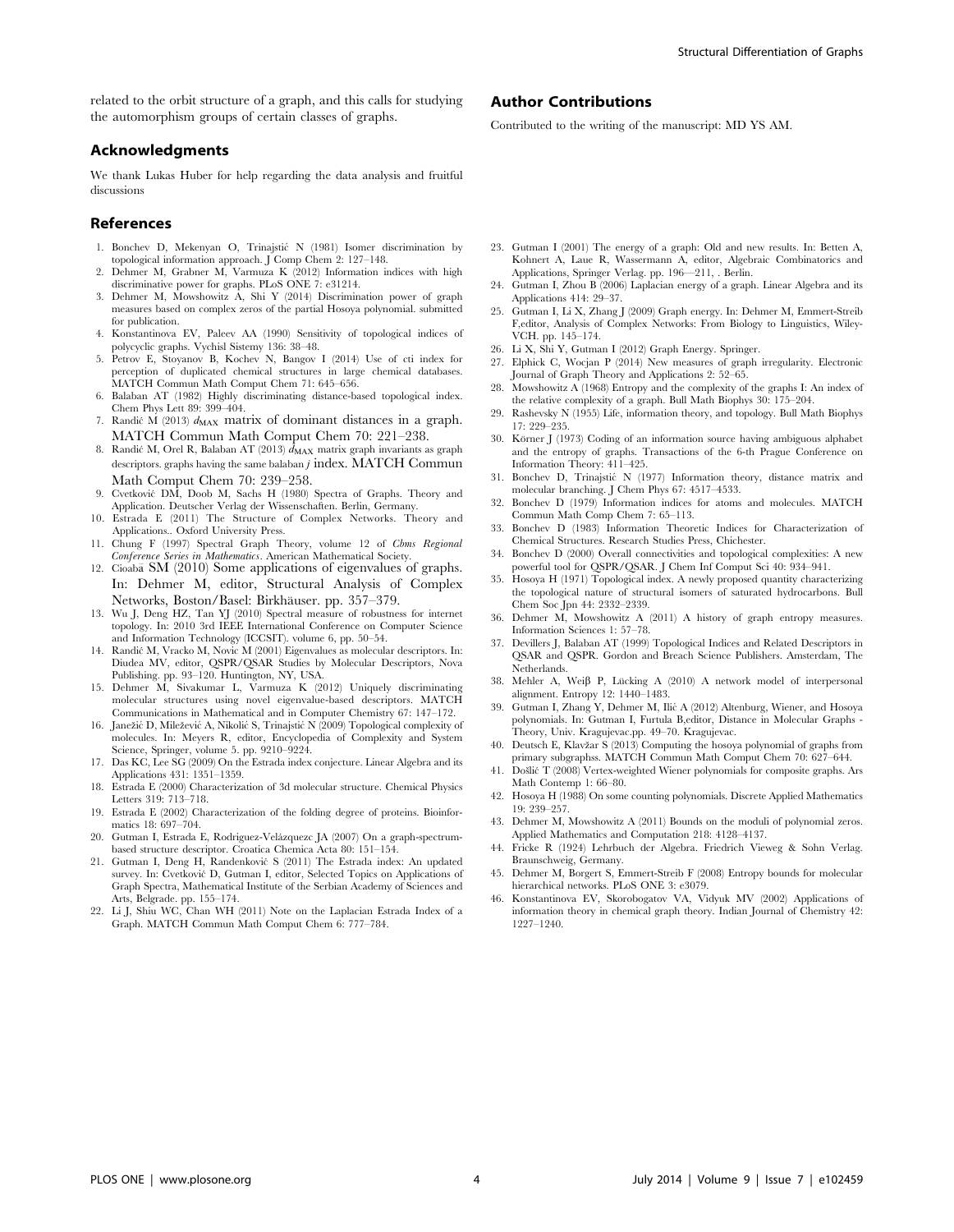related to the orbit structure of a graph, and this calls for studying the automorphism groups of certain classes of graphs.

## Acknowledgments

We thank Lukas Huber for help regarding the data analysis and fruitful discussions

## Author Contributions

Contributed to the writing of the manuscript: MD YS AM.

## References

1. Bonchev D, Mekenyan O, Trinajstić N (1981) Isomer discrimination by topological information approach. J Comp Chem 2: 127–148.
2. Dehmer M, Grabner M, Varmuza K (2012) Information indices with high discriminative power for graphs. PLoS ONE 7: e31214.
3. Dehmer M, Mowshowitz A, Shi Y (2014) Discrimination power of graph measures based on complex zeros of the partial Hosoya polynomial. submitted for publication.
4. Konstantinova EV, Paleev AA (1990) Sensitivity of topological indices of polycyclic graphs. Vychisl Sistemy 136: 38–48.
5. Petrov E, Stoyanov B, Kochev N, Bangov I (2014) Use of cti index for perception of duplicated chemical structures in large chemical databases. MATCH Commun Math Comput Chem 71: 645–656.
6. Balaban AT (1982) Highly discriminating distance-based topological index. Chem Phys Lett 89: 399–404.
7. Randić M (2013) $d_{\text{MAX}}$ matrix of dominant distances in a graph. MATCH Commun Math Comput Chem 70: 221–238.
8. Randić M, Orel R, Balaban AT (2013) $d_{\text{MAX}}$ matrix graph invariants as graph descriptors. graphs having the same balaban $j$ index. MATCH Commun Math Comput Chem 70: 239–258.
9. Cvetković DM, Doob M, Sachs H (1980) Spectra of Graphs. Theory and Application. Deutscher Verlag der Wissenschaften. Berlin, Germany.
10. Estrada E (2011) The Structure of Complex Networks. Theory and Applications.. Oxford University Press.
11. Chung F (1997) Spectral Graph Theory, volume 12 of *Cbms Regional Conference Series in Mathematics*. American Mathematical Society.
12. Cioabă SM (2010) Some applications of eigenvalues of graphs. In: Dehmer M, editor, Structural Analysis of Complex Networks, Boston/Basel: Birkhäuser. pp. 357–379.
13. Wu J, Deng HZ, Tan YJ (2010) Spectral measure of robustness for internet topology. In: 2010 3rd IEEE International Conference on Computer Science and Information Technology (ICCSIT). volume 6, pp. 50–54.
14. Randić M, Vracko M, Novic M (2001) Eigenvalues as molecular descriptors. In: Diudea MV, editor, QSPR/QSAR Studies by Molecular Descriptors, Nova Publishing. pp. 93–120. Huntington, NY, USA.
15. Dehmer M, Sivakumar L, Varmuza K (2012) Uniquely discriminating molecular structures using novel eigenvalue-based descriptors. MATCH Communications in Mathematical and in Computer Chemistry 67: 147–172.
16. Janežič D, Miležević A, Nikolić S, Trinajstić N (2009) Topological complexity of molecules. In: Meyers R, editor, Encyclopedia of Complexity and System Science, Springer, volume 5. pp. 9210–9224.
17. Das KC, Lee SG (2009) On the Estrada index conjecture. Linear Algebra and its Applications 431: 1351–1359.
18. Estrada E (2000) Characterization of 3d molecular structure. Chemical Physics Letters 319: 713–718.
19. Estrada E (2002) Characterization of the folding degree of proteins. Bioinformatics 18: 697–704.
20. Gutman I, Estrada E, Rodriguez-Velàzquez JA (2007) On a graph-spectrum-based structure descriptor. Croatica Chemica Acta 80: 151–154.
21. Gutman I, Deng H, Randenković S (2011) The Estrada index: An updated survey. In: Cvetković D, Gutman I, editor, Selected Topics on Applications of Graph Spectra, Mathematical Institute of the Serbian Academy of Sciences and Arts, Belgrade. pp. 155–174.
22. Li J, Shiu WC, Chan WH (2011) Note on the Laplacian Estrada Index of a Graph. MATCH Commun Math Comput Chem 6: 777–784.
23. Gutman I (2001) The energy of a graph: Old and new results. In: Betten A, Kohnert A, Laue R, Wassermann A, editor, Algebraic Combinatorics and Applications, Springer Verlag. pp. 196—211, . Berlin.
24. Gutman I, Zhou B (2006) Laplacian energy of a graph. Linear Algebra and its Applications 414: 29–37.
25. Gutman I, Li X, Zhang J (2009) Graph energy. In: Dehmer M, Emmert-Streib F,editor, Analysis of Complex Networks: From Biology to Linguistics, Wiley-VCH. pp. 145–174.
26. Li X, Shi Y, Gutman I (2012) Graph Energy. Springer.
27. Elphick C, Wocjan P (2014) New measures of graph irregularity. Electronic Journal of Graph Theory and Applications 2: 52–65.
28. Mowshowitz A (1968) Entropy and the complexity of the graphs I: An index of the relative complexity of a graph. Bull Math Biophys 30: 175–204.
29. Rashevsky N (1955) Life, information theory, and topology. Bull Math Biophys 17: 229–235.
30. Körner J (1973) Coding of an information source having ambiguous alphabet and the entropy of graphs. Transactions of the 6-th Prague Conference on Information Theory: 411–425.
31. Bonchev D, Trinajstić N (1977) Information theory, distance matrix and molecular branching. J Chem Phys 67: 4517–4533.
32. Bonchev D (1979) Information indices for atoms and molecules. MATCH Commun Math Comp Chem 7: 65–113.
33. Bonchev D (1983) Information Theoretic Indices for Characterization of Chemical Structures. Research Studies Press, Chichester.
34. Bonchev D (2000) Overall connectivities and topological complexities: A new powerful tool for QSPR/QSAR. J Chem Inf Comput Sci 40: 934–941.
35. Hosoya H (1971) Topological index. A newly proposed quantity characterizing the topological nature of structural isomers of saturated hydrocarbons. Bull Chem Soc Jpn 44: 2332–2339.
36. Dehmer M, Mowshowitz A (2011) A history of graph entropy measures. Information Sciences 1: 57–78.
37. Devillers J, Balaban AT (1999) Topological Indices and Related Descriptors in QSAR and QSPR. Gordon and Breach Science Publishers. Amsterdam, The Netherlands.
38. Mehler A, Weiβ P, Lücking A (2010) A network model of interpersonal alignment. Entropy 12: 1440–1483.
39. Gutman I, Zhang Y, Dehmer M, Ilić A (2012) Altenburg, Wiener, and Hosoya polynomials. In: Gutman I, Furtula B,editor, Distance in Molecular Graphs - Theory, Univ. Kragujevac.pp. 49–70. Kragujevac.
40. Deutsch E, Klavžar S (2013) Computing the hosoya polynomial of graphs from primary subgraphss. MATCH Commun Math Comput Chem 70: 627–644.
41. Došlić T (2008) Vertex-weighted Wiener polynomials for composite graphs. Ars Math Contemp 1: 66–80.
42. Hosoya H (1988) On some counting polynomials. Discrete Applied Mathematics 19: 239–257.
43. Dehmer M, Mowshowitz A (2011) Bounds on the moduli of polynomial zeros. Applied Mathematics and Computation 218: 4128–4137.
44. Fricke R (1924) Lehrbuch der Algebra. Friedrich Vieweg & Sohn Verlag. Braunschweig, Germany.
45. Dehmer M, Borgert S, Emmert-Streib F (2008) Entropy bounds for molecular hierarchical networks. PLoS ONE 3: e3079.
46. Konstantinova EV, Skorobogatov VA, Vidyuk MV (2002) Applications of information theory in chemical graph theory. Indian Journal of Chemistry 42: 1227–1240.